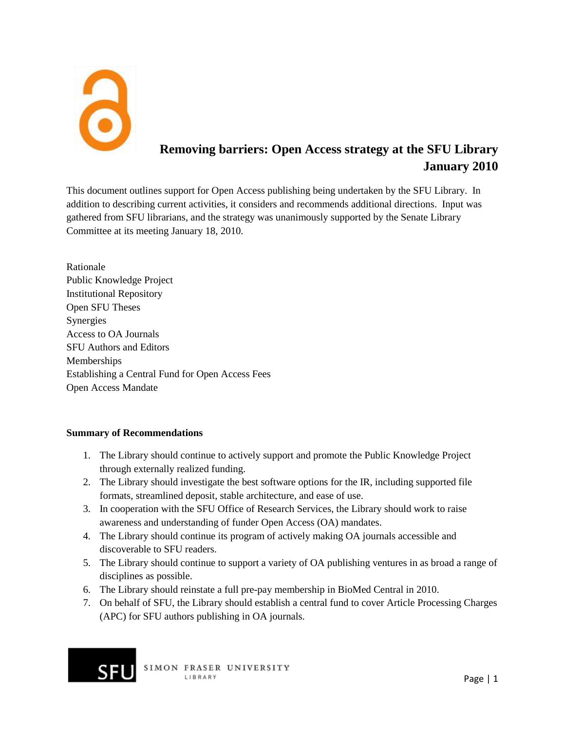# Removing barriers: Open Access strategy at the SFU Library
## January 2010

This document outlines support for Open Access publishing being undertaken by the SFU Library. In addition to describing current activities, it considers and recommends additional directions. Input was gathered from SFU librarians, and the strategy was unanimously supported by the Senate Library Committee at its meeting January 18, 2010.

Rationale
Public Knowledge Project
Institutional Repository
Open SFU Theses
Synergies
Access to OA Journals
SFU Authors and Editors
Memberships
Establishing a Central Fund for Open Access Fees
Open Access Mandate

**Summary of Recommendations**

1. The Library should continue to actively support and promote the Public Knowledge Project through externally realized funding.
2. The Library should investigate the best software options for the IR, including supported file formats, streamlined deposit, stable architecture, and ease of use.
3. In cooperation with the SFU Office of Research Services, the Library should work to raise awareness and understanding of funder Open Access (OA) mandates.
4. The Library should continue its program of actively making OA journals accessible and discoverable to SFU readers.
5. The Library should continue to support a variety of OA publishing ventures in as broad a range of disciplines as possible.
6. The Library should reinstate a full pre-pay membership in BioMed Central in 2010.
7. On behalf of SFU, the Library should establish a central fund to cover Article Processing Charges (APC) for SFU authors publishing in OA journals.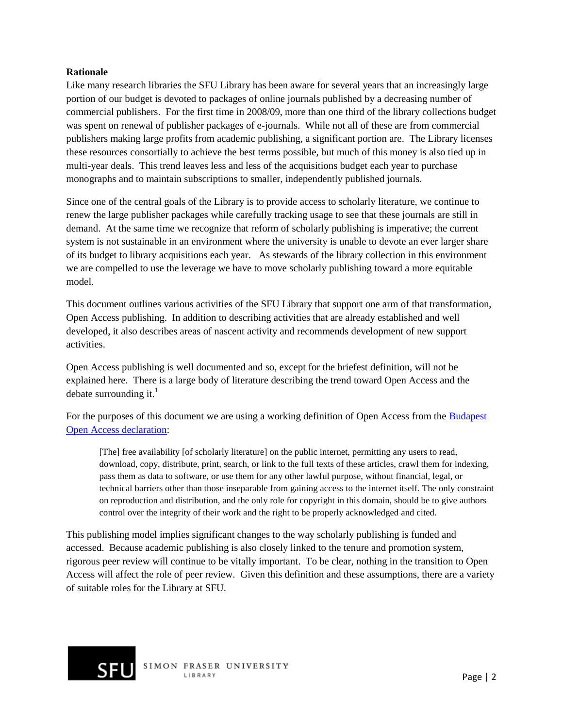**Rationale**

Like many research libraries the SFU Library has been aware for several years that an increasingly large portion of our budget is devoted to packages of online journals published by a decreasing number of commercial publishers. For the first time in 2008/09, more than one third of the library collections budget was spent on renewal of publisher packages of e-journals. While not all of these are from commercial publishers making large profits from academic publishing, a significant portion are. The Library licenses these resources consortially to achieve the best terms possible, but much of this money is also tied up in multi-year deals. This trend leaves less and less of the acquisitions budget each year to purchase monographs and to maintain subscriptions to smaller, independently published journals.

Since one of the central goals of the Library is to provide access to scholarly literature, we continue to renew the large publisher packages while carefully tracking usage to see that these journals are still in demand. At the same time we recognize that reform of scholarly publishing is imperative; the current system is not sustainable in an environment where the university is unable to devote an ever larger share of its budget to library acquisitions each year. As stewards of the library collection in this environment we are compelled to use the leverage we have to move scholarly publishing toward a more equitable model.

This document outlines various activities of the SFU Library that support one arm of that transformation, Open Access publishing. In addition to describing activities that are already established and well developed, it also describes areas of nascent activity and recommends development of new support activities.

Open Access publishing is well documented and so, except for the briefest definition, will not be explained here. There is a large body of literature describing the trend toward Open Access and the debate surrounding it.[1]

For the purposes of this document we are using a working definition of Open Access from the Budapest Open Access declaration:

> [The] free availability [of scholarly literature] on the public internet, permitting any users to read, download, copy, distribute, print, search, or link to the full texts of these articles, crawl them for indexing, pass them as data to software, or use them for any other lawful purpose, without financial, legal, or technical barriers other than those inseparable from gaining access to the internet itself. The only constraint on reproduction and distribution, and the only role for copyright in this domain, should be to give authors control over the integrity of their work and the right to be properly acknowledged and cited.

This publishing model implies significant changes to the way scholarly publishing is funded and accessed. Because academic publishing is also closely linked to the tenure and promotion system, rigorous peer review will continue to be vitally important. To be clear, nothing in the transition to Open Access will affect the role of peer review. Given this definition and these assumptions, there are a variety of suitable roles for the Library at SFU.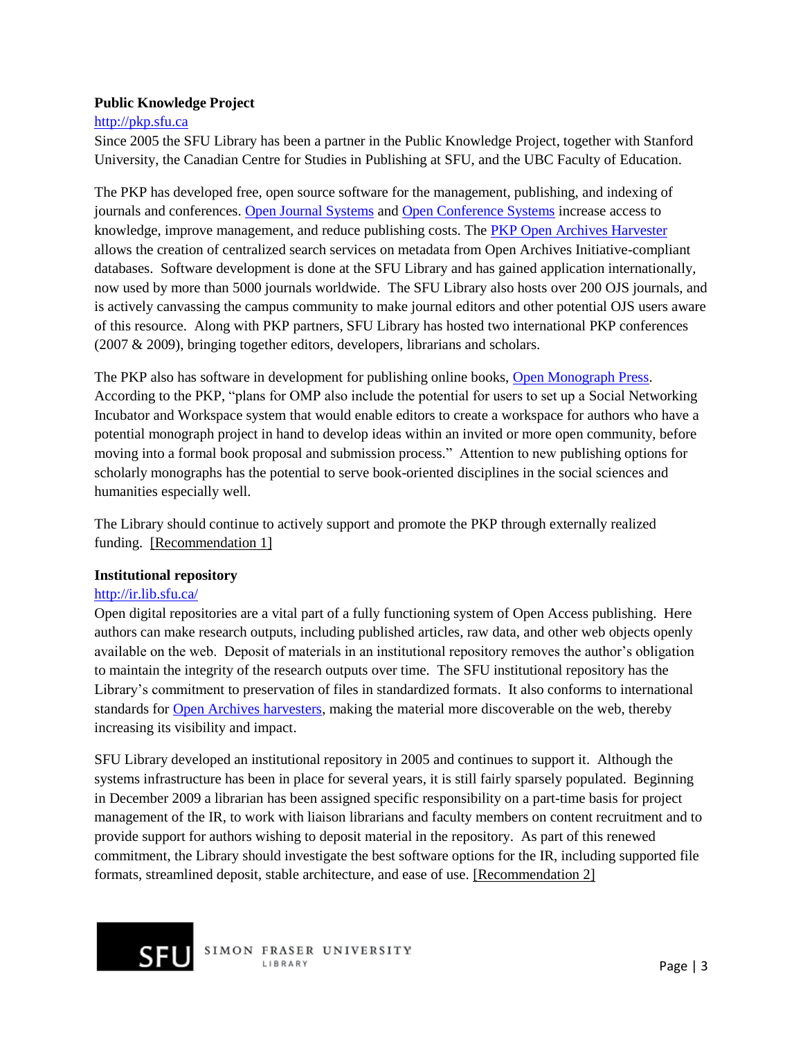**Public Knowledge Project**

http://pkp.sfu.ca

Since 2005 the SFU Library has been a partner in the Public Knowledge Project, together with Stanford University, the Canadian Centre for Studies in Publishing at SFU, and the UBC Faculty of Education.

The PKP has developed free, open source software for the management, publishing, and indexing of journals and conferences. Open Journal Systems and Open Conference Systems increase access to knowledge, improve management, and reduce publishing costs. The PKP Open Archives Harvester allows the creation of centralized search services on metadata from Open Archives Initiative-compliant databases. Software development is done at the SFU Library and has gained application internationally, now used by more than 5000 journals worldwide. The SFU Library also hosts over 200 OJS journals, and is actively canvassing the campus community to make journal editors and other potential OJS users aware of this resource. Along with PKP partners, SFU Library has hosted two international PKP conferences (2007 & 2009), bringing together editors, developers, librarians and scholars.

The PKP also has software in development for publishing online books, Open Monograph Press. According to the PKP, "plans for OMP also include the potential for users to set up a Social Networking Incubator and Workspace system that would enable editors to create a workspace for authors who have a potential monograph project in hand to develop ideas within an invited or more open community, before moving into a formal book proposal and submission process." Attention to new publishing options for scholarly monographs has the potential to serve book-oriented disciplines in the social sciences and humanities especially well.

The Library should continue to actively support and promote the PKP through externally realized funding. [Recommendation 1]

**Institutional repository**

http://ir.lib.sfu.ca/

Open digital repositories are a vital part of a fully functioning system of Open Access publishing. Here authors can make research outputs, including published articles, raw data, and other web objects openly available on the web. Deposit of materials in an institutional repository removes the author's obligation to maintain the integrity of the research outputs over time. The SFU institutional repository has the Library's commitment to preservation of files in standardized formats. It also conforms to international standards for Open Archives harvesters, making the material more discoverable on the web, thereby increasing its visibility and impact.

SFU Library developed an institutional repository in 2005 and continues to support it. Although the systems infrastructure has been in place for several years, it is still fairly sparsely populated. Beginning in December 2009 a librarian has been assigned specific responsibility on a part-time basis for project management of the IR, to work with liaison librarians and faculty members on content recruitment and to provide support for authors wishing to deposit material in the repository. As part of this renewed commitment, the Library should investigate the best software options for the IR, including supported file formats, streamlined deposit, stable architecture, and ease of use. [Recommendation 2]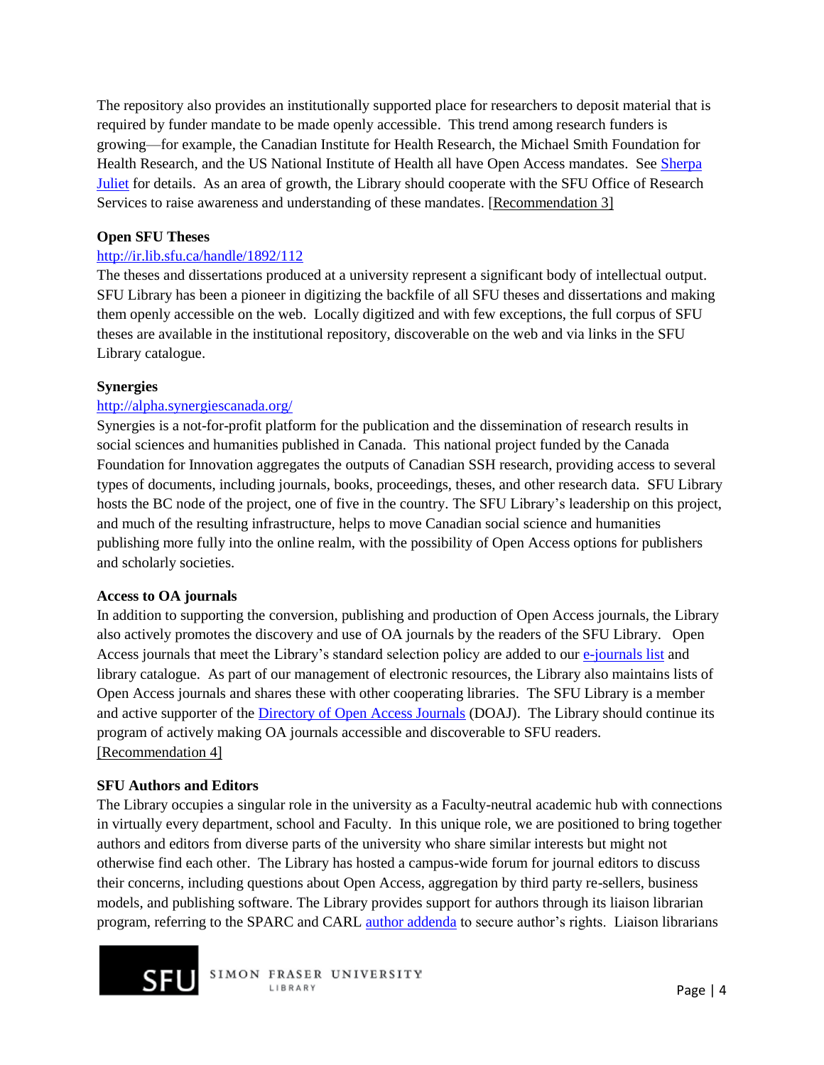The repository also provides an institutionally supported place for researchers to deposit material that is required by funder mandate to be made openly accessible. This trend among research funders is growing—for example, the Canadian Institute for Health Research, the Michael Smith Foundation for Health Research, and the US National Institute of Health all have Open Access mandates. See Sherpa Juliet for details. As an area of growth, the Library should cooperate with the SFU Office of Research Services to raise awareness and understanding of these mandates. [Recommendation 3]

**Open SFU Theses**

http://ir.lib.sfu.ca/handle/1892/112

The theses and dissertations produced at a university represent a significant body of intellectual output. SFU Library has been a pioneer in digitizing the backfile of all SFU theses and dissertations and making them openly accessible on the web. Locally digitized and with few exceptions, the full corpus of SFU theses are available in the institutional repository, discoverable on the web and via links in the SFU Library catalogue.

**Synergies**

http://alpha.synergiescanada.org/

Synergies is a not-for-profit platform for the publication and the dissemination of research results in social sciences and humanities published in Canada. This national project funded by the Canada Foundation for Innovation aggregates the outputs of Canadian SSH research, providing access to several types of documents, including journals, books, proceedings, theses, and other research data. SFU Library hosts the BC node of the project, one of five in the country. The SFU Library's leadership on this project, and much of the resulting infrastructure, helps to move Canadian social science and humanities publishing more fully into the online realm, with the possibility of Open Access options for publishers and scholarly societies.

**Access to OA journals**

In addition to supporting the conversion, publishing and production of Open Access journals, the Library also actively promotes the discovery and use of OA journals by the readers of the SFU Library. Open Access journals that meet the Library's standard selection policy are added to our e-journals list and library catalogue. As part of our management of electronic resources, the Library also maintains lists of Open Access journals and shares these with other cooperating libraries. The SFU Library is a member and active supporter of the Directory of Open Access Journals (DOAJ). The Library should continue its program of actively making OA journals accessible and discoverable to SFU readers. [Recommendation 4]

**SFU Authors and Editors**

The Library occupies a singular role in the university as a Faculty-neutral academic hub with connections in virtually every department, school and Faculty. In this unique role, we are positioned to bring together authors and editors from diverse parts of the university who share similar interests but might not otherwise find each other. The Library has hosted a campus-wide forum for journal editors to discuss their concerns, including questions about Open Access, aggregation by third party re-sellers, business models, and publishing software. The Library provides support for authors through its liaison librarian program, referring to the SPARC and CARL author addenda to secure author's rights. Liaison librarians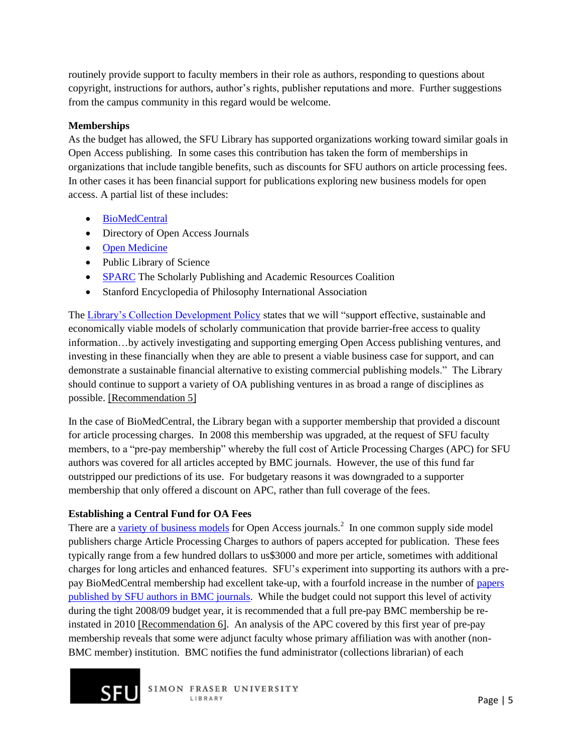routinely provide support to faculty members in their role as authors, responding to questions about copyright, instructions for authors, author's rights, publisher reputations and more. Further suggestions from the campus community in this regard would be welcome.

**Memberships**

As the budget has allowed, the SFU Library has supported organizations working toward similar goals in Open Access publishing. In some cases this contribution has taken the form of memberships in organizations that include tangible benefits, such as discounts for SFU authors on article processing fees. In other cases it has been financial support for publications exploring new business models for open access. A partial list of these includes:

- BioMedCentral
- Directory of Open Access Journals
- Open Medicine
- Public Library of Science
- SPARC The Scholarly Publishing and Academic Resources Coalition
- Stanford Encyclopedia of Philosophy International Association

The Library's Collection Development Policy states that we will "support effective, sustainable and economically viable models of scholarly communication that provide barrier-free access to quality information…by actively investigating and supporting emerging Open Access publishing ventures, and investing in these financially when they are able to present a viable business case for support, and can demonstrate a sustainable financial alternative to existing commercial publishing models." The Library should continue to support a variety of OA publishing ventures in as broad a range of disciplines as possible. [Recommendation 5]

In the case of BioMedCentral, the Library began with a supporter membership that provided a discount for article processing charges. In 2008 this membership was upgraded, at the request of SFU faculty members, to a "pre-pay membership" whereby the full cost of Article Processing Charges (APC) for SFU authors was covered for all articles accepted by BMC journals. However, the use of this fund far outstripped our predictions of its use. For budgetary reasons it was downgraded to a supporter membership that only offered a discount on APC, rather than full coverage of the fees.

**Establishing a Central Fund for OA Fees**

There are a variety of business models for Open Access journals.[2] In one common supply side model publishers charge Article Processing Charges to authors of papers accepted for publication. These fees typically range from a few hundred dollars to us$3000 and more per article, sometimes with additional charges for long articles and enhanced features. SFU's experiment into supporting its authors with a pre-pay BioMedCentral membership had excellent take-up, with a fourfold increase in the number of papers published by SFU authors in BMC journals. While the budget could not support this level of activity during the tight 2008/09 budget year, it is recommended that a full pre-pay BMC membership be re-instated in 2010 [Recommendation 6]. An analysis of the APC covered by this first year of pre-pay membership reveals that some were adjunct faculty whose primary affiliation was with another (non-BMC member) institution. BMC notifies the fund administrator (collections librarian) of each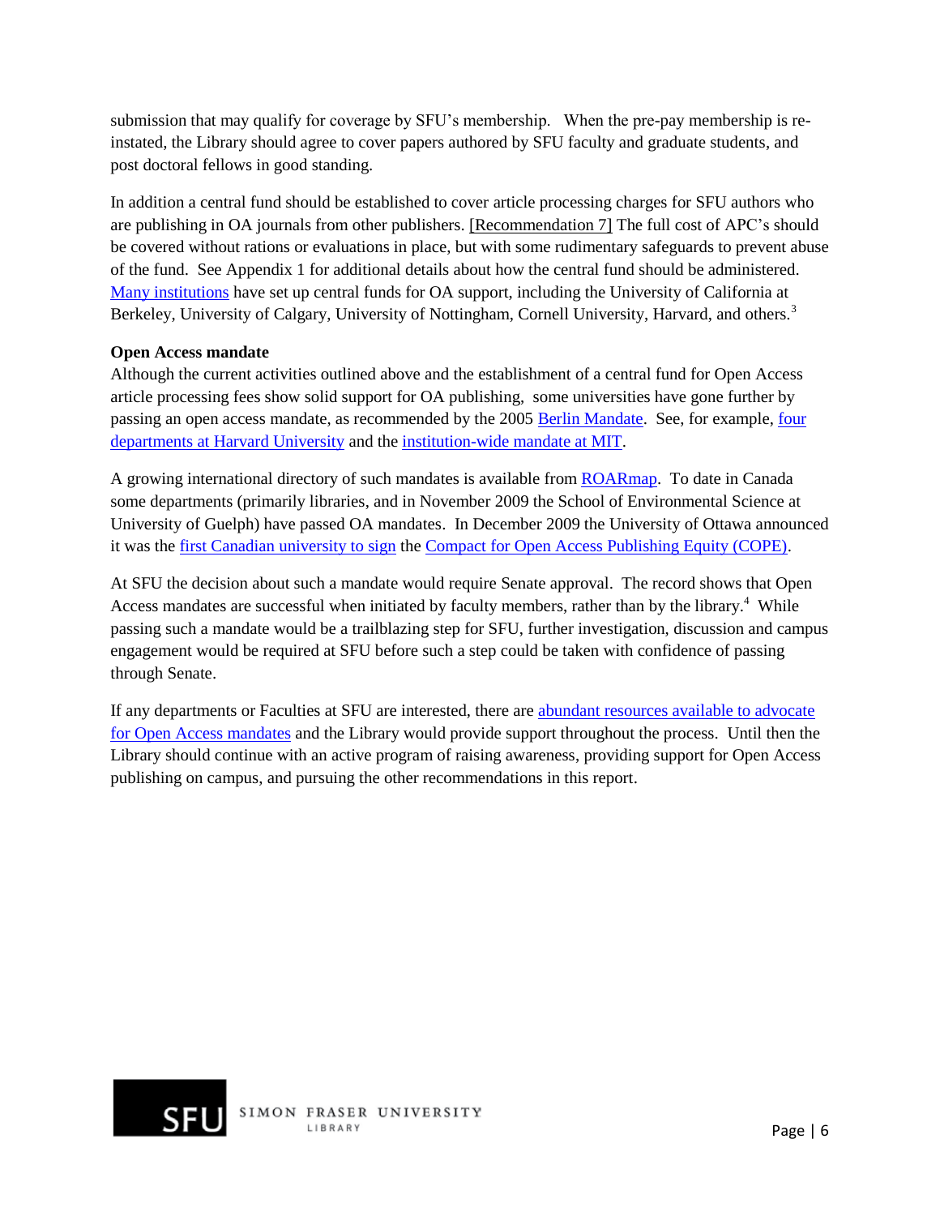submission that may qualify for coverage by SFU's membership. When the pre-pay membership is re-instated, the Library should agree to cover papers authored by SFU faculty and graduate students, and post doctoral fellows in good standing.

In addition a central fund should be established to cover article processing charges for SFU authors who are publishing in OA journals from other publishers. [Recommendation 7] The full cost of APC's should be covered without rations or evaluations in place, but with some rudimentary safeguards to prevent abuse of the fund. See Appendix 1 for additional details about how the central fund should be administered. Many institutions have set up central funds for OA support, including the University of California at Berkeley, University of Calgary, University of Nottingham, Cornell University, Harvard, and others.[3]

**Open Access mandate**

Although the current activities outlined above and the establishment of a central fund for Open Access article processing fees show solid support for OA publishing, some universities have gone further by passing an open access mandate, as recommended by the 2005 Berlin Mandate. See, for example, four departments at Harvard University and the institution-wide mandate at MIT.

A growing international directory of such mandates is available from ROARmap. To date in Canada some departments (primarily libraries, and in November 2009 the School of Environmental Science at University of Guelph) have passed OA mandates. In December 2009 the University of Ottawa announced it was the first Canadian university to sign the Compact for Open Access Publishing Equity (COPE).

At SFU the decision about such a mandate would require Senate approval. The record shows that Open Access mandates are successful when initiated by faculty members, rather than by the library.[4] While passing such a mandate would be a trailblazing step for SFU, further investigation, discussion and campus engagement would be required at SFU before such a step could be taken with confidence of passing through Senate.

If any departments or Faculties at SFU are interested, there are abundant resources available to advocate for Open Access mandates and the Library would provide support throughout the process. Until then the Library should continue with an active program of raising awareness, providing support for Open Access publishing on campus, and pursuing the other recommendations in this report.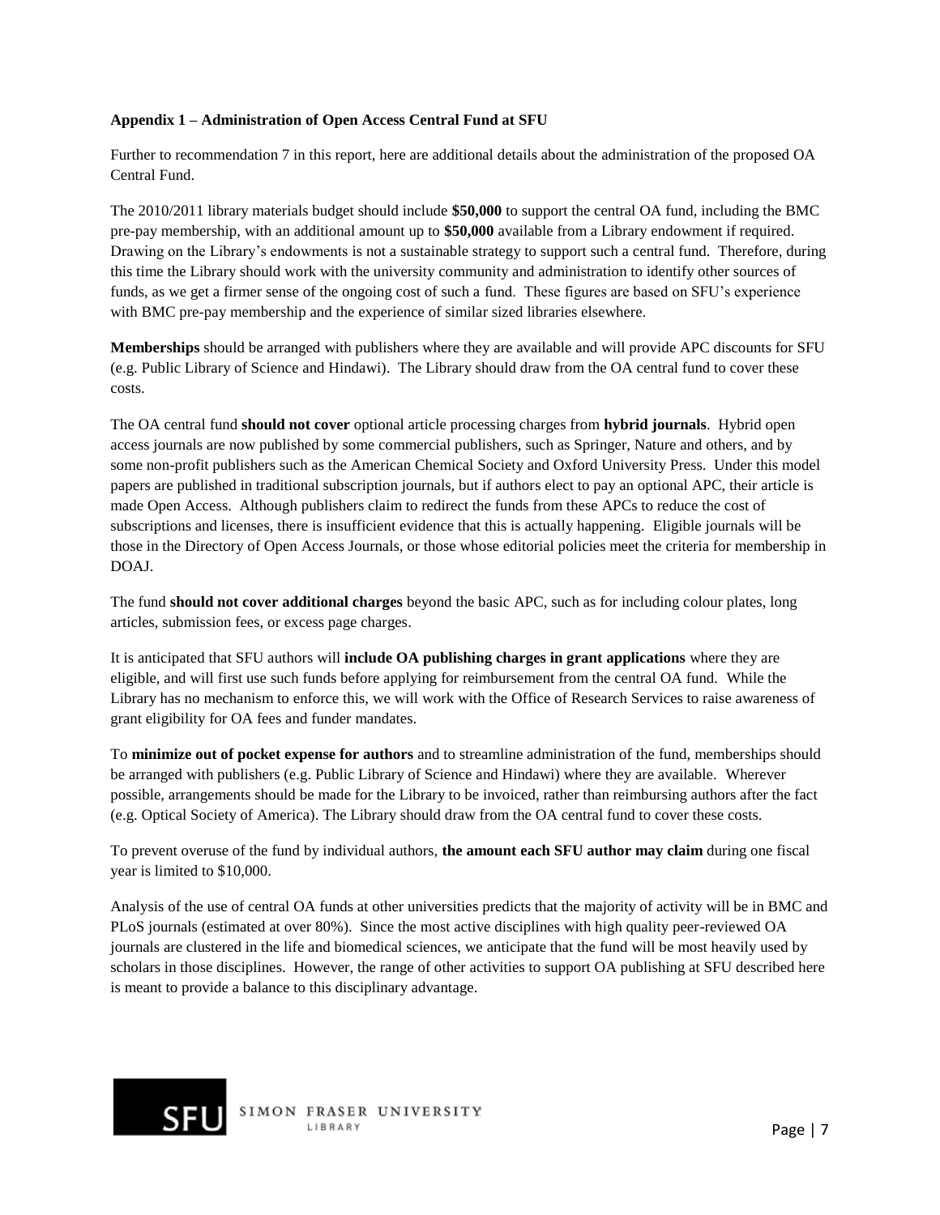**Appendix 1 – Administration of Open Access Central Fund at SFU**

Further to recommendation 7 in this report, here are additional details about the administration of the proposed OA Central Fund.

The 2010/2011 library materials budget should include **$50,000** to support the central OA fund, including the BMC pre-pay membership, with an additional amount up to **$50,000** available from a Library endowment if required. Drawing on the Library's endowments is not a sustainable strategy to support such a central fund. Therefore, during this time the Library should work with the university community and administration to identify other sources of funds, as we get a firmer sense of the ongoing cost of such a fund. These figures are based on SFU's experience with BMC pre-pay membership and the experience of similar sized libraries elsewhere.

**Memberships** should be arranged with publishers where they are available and will provide APC discounts for SFU (e.g. Public Library of Science and Hindawi). The Library should draw from the OA central fund to cover these costs.

The OA central fund **should not cover** optional article processing charges from **hybrid journals**. Hybrid open access journals are now published by some commercial publishers, such as Springer, Nature and others, and by some non-profit publishers such as the American Chemical Society and Oxford University Press. Under this model papers are published in traditional subscription journals, but if authors elect to pay an optional APC, their article is made Open Access. Although publishers claim to redirect the funds from these APCs to reduce the cost of subscriptions and licenses, there is insufficient evidence that this is actually happening. Eligible journals will be those in the Directory of Open Access Journals, or those whose editorial policies meet the criteria for membership in DOAJ.

The fund **should not cover additional charges** beyond the basic APC, such as for including colour plates, long articles, submission fees, or excess page charges.

It is anticipated that SFU authors will **include OA publishing charges in grant applications** where they are eligible, and will first use such funds before applying for reimbursement from the central OA fund. While the Library has no mechanism to enforce this, we will work with the Office of Research Services to raise awareness of grant eligibility for OA fees and funder mandates.

To **minimize out of pocket expense for authors** and to streamline administration of the fund, memberships should be arranged with publishers (e.g. Public Library of Science and Hindawi) where they are available. Wherever possible, arrangements should be made for the Library to be invoiced, rather than reimbursing authors after the fact (e.g. Optical Society of America). The Library should draw from the OA central fund to cover these costs.

To prevent overuse of the fund by individual authors, **the amount each SFU author may claim** during one fiscal year is limited to $10,000.

Analysis of the use of central OA funds at other universities predicts that the majority of activity will be in BMC and PLoS journals (estimated at over 80%). Since the most active disciplines with high quality peer-reviewed OA journals are clustered in the life and biomedical sciences, we anticipate that the fund will be most heavily used by scholars in those disciplines. However, the range of other activities to support OA publishing at SFU described here is meant to provide a balance to this disciplinary advantage.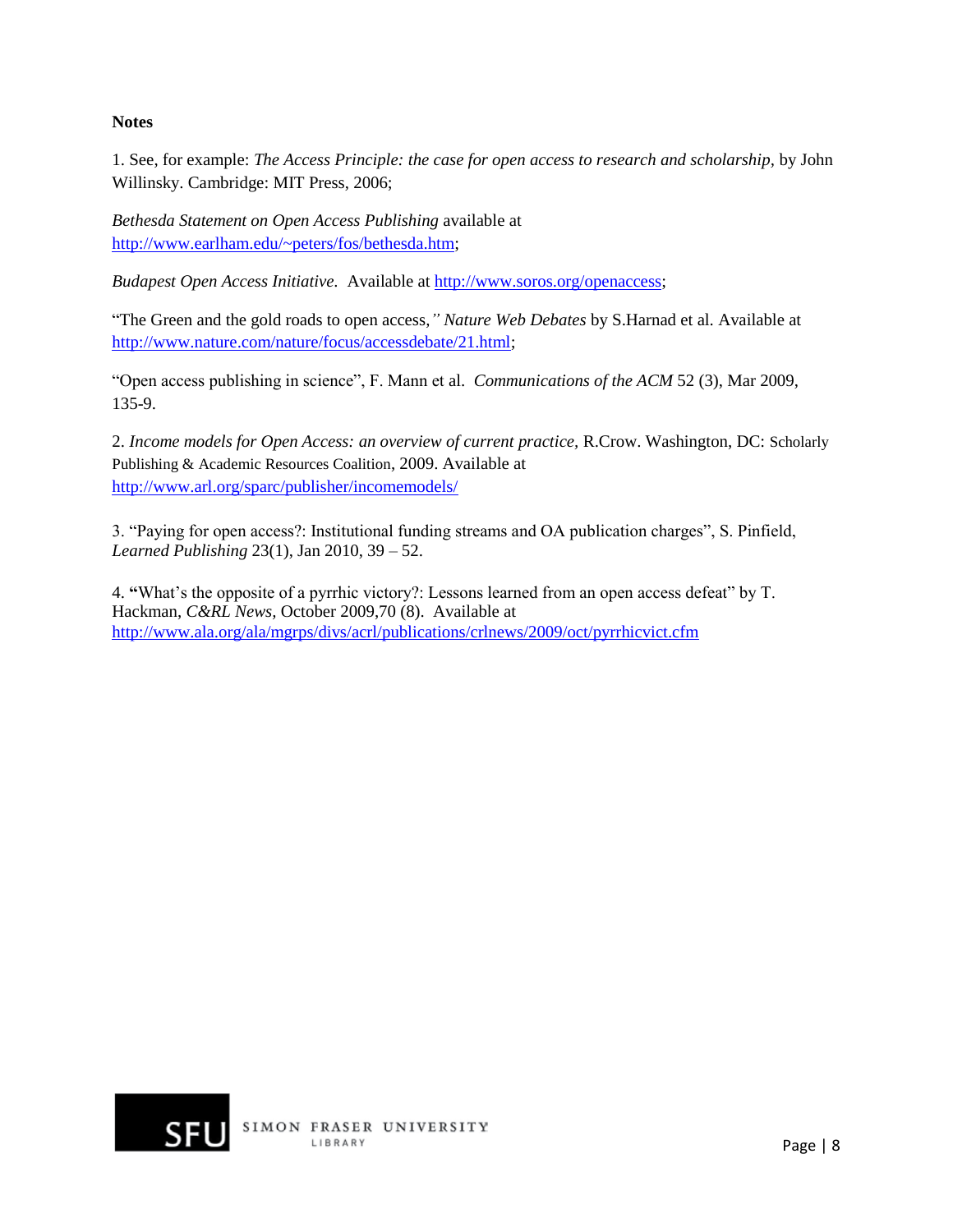**Notes**

1. See, for example: *The Access Principle: the case for open access to research and scholarship,* by John Willinsky. Cambridge: MIT Press, 2006;

*Bethesda Statement on Open Access Publishing* available at http://www.earlham.edu/~peters/fos/bethesda.htm;

*Budapest Open Access Initiative.* Available at http://www.soros.org/openaccess;

"The Green and the gold roads to open access,*" Nature Web Debates* by S.Harnad et al. Available at http://www.nature.com/nature/focus/accessdebate/21.html;

"Open access publishing in science", F. Mann et al. *Communications of the ACM* 52 (3), Mar 2009, 135-9.

2. *Income models for Open Access: an overview of current practice,* R.Crow. Washington, DC: Scholarly Publishing & Academic Resources Coalition, 2009. Available at http://www.arl.org/sparc/publisher/incomemodels/

3. "Paying for open access?: Institutional funding streams and OA publication charges", S. Pinfield, *Learned Publishing* 23(1), Jan 2010, 39 – 52.

4. **"**What's the opposite of a pyrrhic victory?: Lessons learned from an open access defeat" by T. Hackman, *C&RL News,* October 2009,70 (8). Available at http://www.ala.org/ala/mgrps/divs/acrl/publications/crlnews/2009/oct/pyrrhicvict.cfm